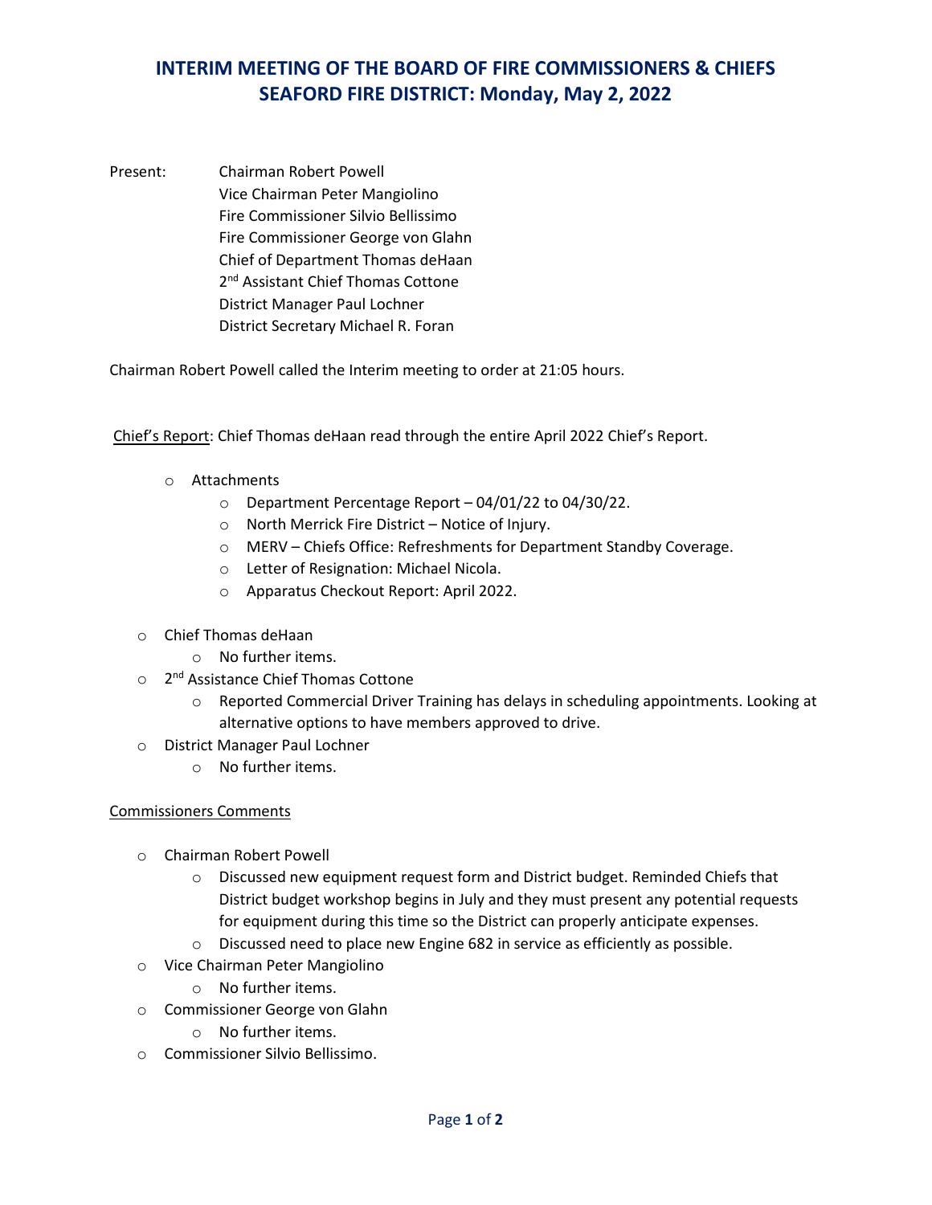# INTERIM MEETING OF THE BOARD OF FIRE COMMISSIONERS & CHIEFS
# SEAFORD FIRE DISTRICT: Monday, May 2, 2022

Present:
Chairman Robert Powell
Vice Chairman Peter Mangiolino
Fire Commissioner Silvio Bellissimo
Fire Commissioner George von Glahn
Chief of Department Thomas deHaan
2nd Assistant Chief Thomas Cottone
District Manager Paul Lochner
District Secretary Michael R. Foran

Chairman Robert Powell called the Interim meeting to order at 21:05 hours.

Chief's Report: Chief Thomas deHaan read through the entire April 2022 Chief's Report.

- Attachments
  - Department Percentage Report – 04/01/22 to 04/30/22.
  - North Merrick Fire District – Notice of Injury.
  - MERV – Chiefs Office: Refreshments for Department Standby Coverage.
  - Letter of Resignation: Michael Nicola.
  - Apparatus Checkout Report: April 2022.

- Chief Thomas deHaan
  - No further items.
- 2nd Assistance Chief Thomas Cottone
  - Reported Commercial Driver Training has delays in scheduling appointments. Looking at alternative options to have members approved to drive.
- District Manager Paul Lochner
  - No further items.

Commissioners Comments

- Chairman Robert Powell
  - Discussed new equipment request form and District budget. Reminded Chiefs that District budget workshop begins in July and they must present any potential requests for equipment during this time so the District can properly anticipate expenses.
  - Discussed need to place new Engine 682 in service as efficiently as possible.
- Vice Chairman Peter Mangiolino
  - No further items.
- Commissioner George von Glahn
  - No further items.
- Commissioner Silvio Bellissimo.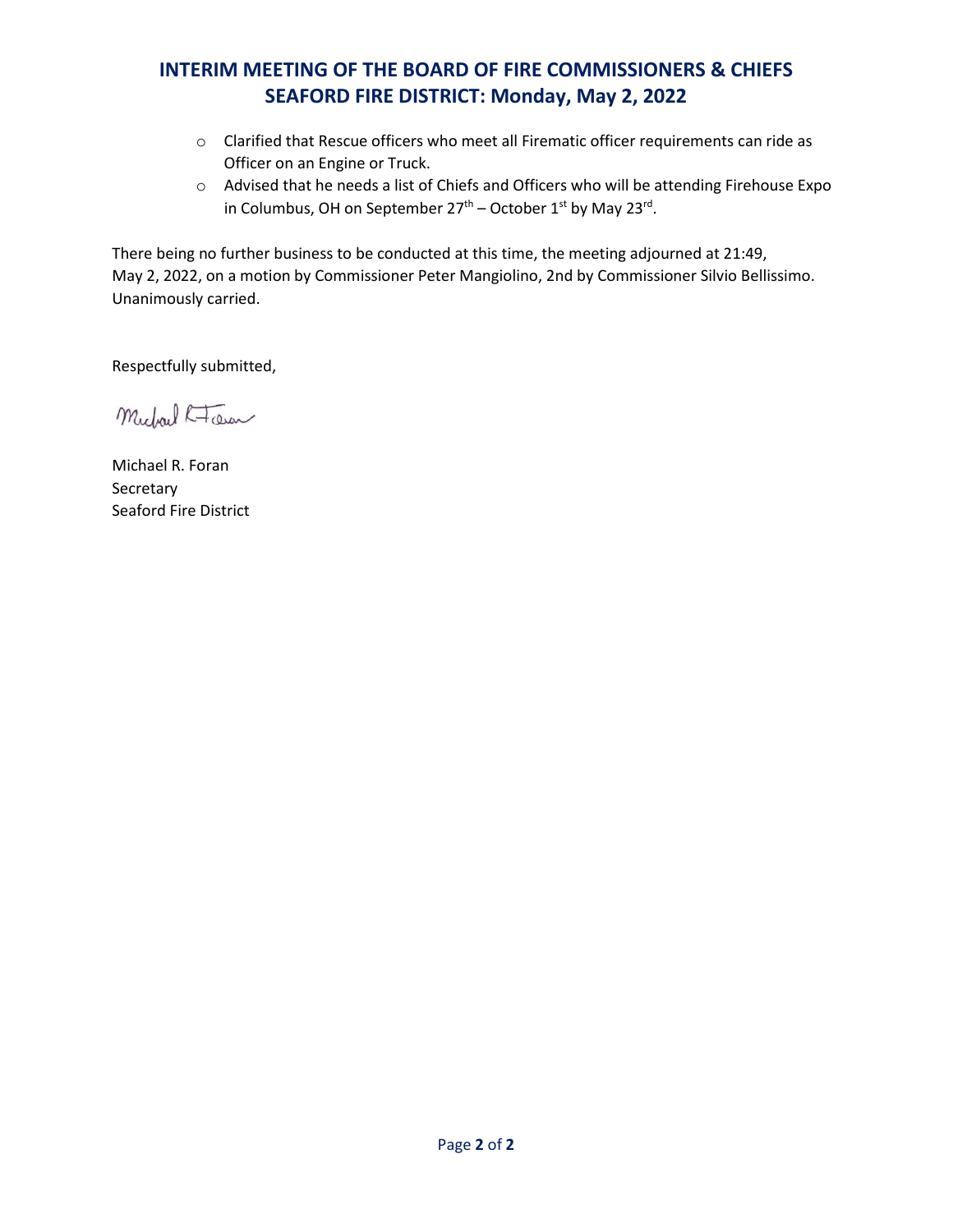# INTERIM MEETING OF THE BOARD OF FIRE COMMISSIONERS & CHIEFS
# SEAFORD FIRE DISTRICT: Monday, May 2, 2022

- Clarified that Rescue officers who meet all Firematic officer requirements can ride as Officer on an Engine or Truck.
- Advised that he needs a list of Chiefs and Officers who will be attending Firehouse Expo in Columbus, OH on September 27th – October 1st by May 23rd.

There being no further business to be conducted at this time, the meeting adjourned at 21:49, May 2, 2022, on a motion by Commissioner Peter Mangiolino, 2nd by Commissioner Silvio Bellissimo. Unanimously carried.

Respectfully submitted,

Michael R. Foran

Michael R. Foran
Secretary
Seaford Fire District